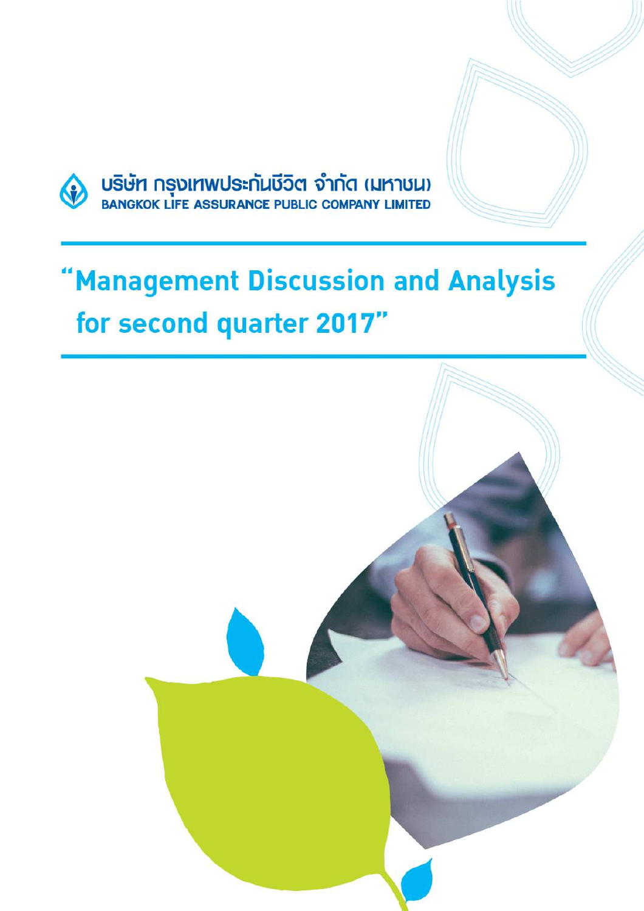บริษัท กรุงเทพประกันชีวิต จำกัด (มหาชน)

BANGKOK LIFE ASSURANCE PUBLIC COMPANY LIMITED

# "Management Discussion and Analysis for second quarter 2017"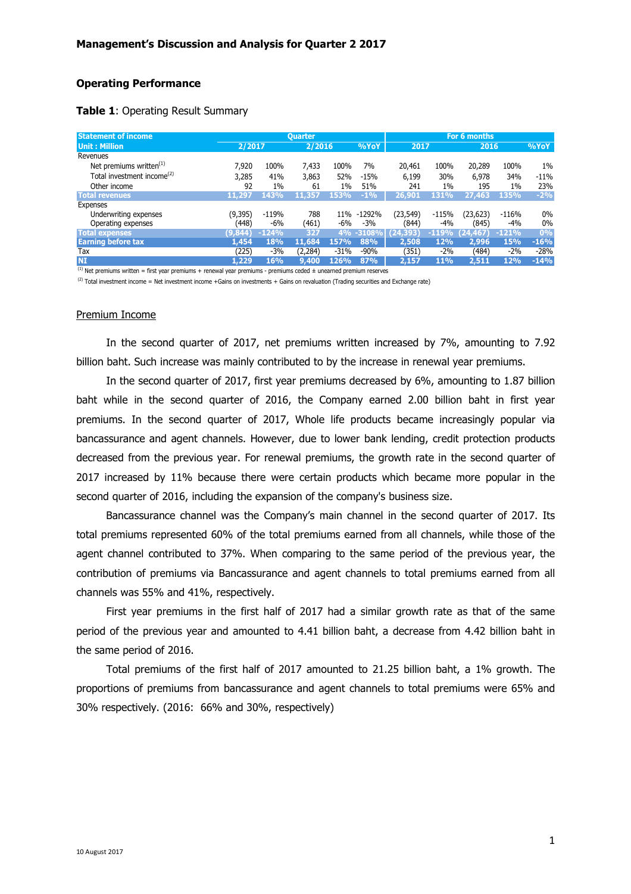**Management's Discussion and Analysis for Quarter 2 2017**

## Operating Performance

**Table 1**: Operating Result Summary

| Statement of income | Quarter | | | | | For 6 months | | | | |
|---|---|---|---|---|---|---|---|---|---|---|
| Unit : Million | 2/2017 | | 2/2016 | | %YoY | 2017 | | 2016 | | %YoY |
| Revenues | | | | | | | | | | |
| Net premiums written[(1)] | 7,920 | 100% | 7,433 | 100% | 7% | 20,461 | 100% | 20,289 | 100% | 1% |
| Total investment income[(2)] | 3,285 | 41% | 3,863 | 52% | -15% | 6,199 | 30% | 6,978 | 34% | -11% |
| Other income | 92 | 1% | 61 | 1% | 51% | 241 | 1% | 195 | 1% | 23% |
| **Total revenues** | **11,297** | **143%** | **11,357** | **153%** | **-1%** | **26,901** | **131%** | **27,463** | **135%** | **-2%** |
| Expenses | | | | | | | | | | |
| Underwriting expenses | (9,395) | -119% | 788 | 11% | -1292% | (23,549) | -115% | (23,623) | -116% | 0% |
| Operating expenses | (448) | -6% | (461) | -6% | -3% | (844) | -4% | (845) | -4% | 0% |
| **Total expenses** | **(9,844)** | **-124%** | **327** | **4%** | **-3108%** | **(24,393)** | **-119%** | **(24,467)** | **-121%** | **0%** |
| **Earning before tax** | **1,454** | **18%** | **11,684** | **157%** | **88%** | **2,508** | **12%** | **2,996** | **15%** | **-16%** |
| Tax | (225) | -3% | (2,284) | -31% | -90% | (351) | -2% | (484) | -2% | -28% |
| **NI** | **1,229** | **16%** | **9,400** | **126%** | **87%** | **2,157** | **11%** | **2,511** | **12%** | **-14%** |

(1) Net premiums written = first year premiums + renewal year premiums - premiums ceded ± unearned premium reserves

(2) Total investment income = Net investment income +Gains on investments + Gains on revaluation (Trading securities and Exchange rate)

### Premium Income

In the second quarter of 2017, net premiums written increased by 7%, amounting to 7.92 billion baht. Such increase was mainly contributed to by the increase in renewal year premiums.

In the second quarter of 2017, first year premiums decreased by 6%, amounting to 1.87 billion baht while in the second quarter of 2016, the Company earned 2.00 billion baht in first year premiums. In the second quarter of 2017, Whole life products became increasingly popular via bancassurance and agent channels. However, due to lower bank lending, credit protection products decreased from the previous year. For renewal premiums, the growth rate in the second quarter of 2017 increased by 11% because there were certain products which became more popular in the second quarter of 2016, including the expansion of the company's business size.

Bancassurance channel was the Company's main channel in the second quarter of 2017. Its total premiums represented 60% of the total premiums earned from all channels, while those of the agent channel contributed to 37%. When comparing to the same period of the previous year, the contribution of premiums via Bancassurance and agent channels to total premiums earned from all channels was 55% and 41%, respectively.

First year premiums in the first half of 2017 had a similar growth rate as that of the same period of the previous year and amounted to 4.41 billion baht, a decrease from 4.42 billion baht in the same period of 2016.

Total premiums of the first half of 2017 amounted to 21.25 billion baht, a 1% growth. The proportions of premiums from bancassurance and agent channels to total premiums were 65% and 30% respectively. (2016: 66% and 30%, respectively)

10 August 2017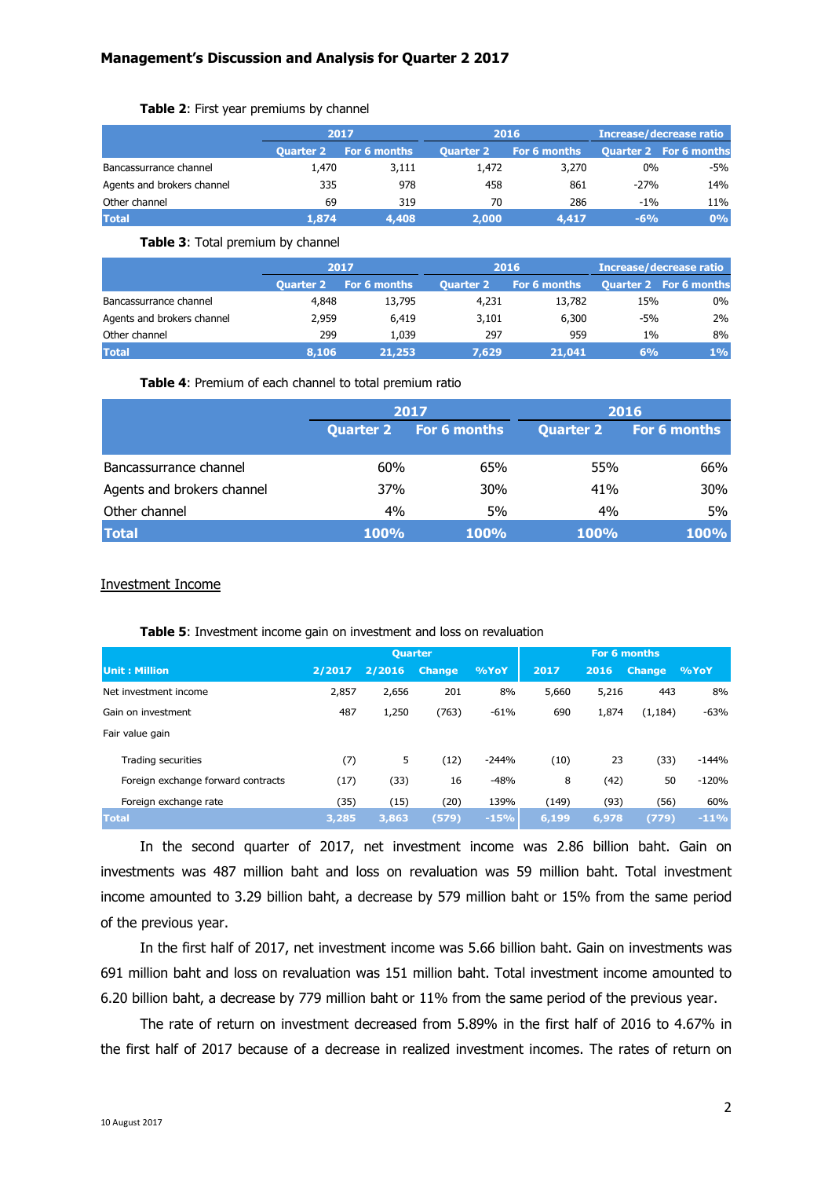**Table 2**: First year premiums by channel

| | 2017 | | 2016 | | Increase/decrease ratio | |
|---|---|---|---|---|---|---|
| | Quarter 2 | For 6 months | Quarter 2 | For 6 months | Quarter 2 | For 6 months |
| Bancassurance channel | 1,470 | 3,111 | 1,472 | 3,270 | 0% | -5% |
| Agents and brokers channel | 335 | 978 | 458 | 861 | -27% | 14% |
| Other channel | 69 | 319 | 70 | 286 | -1% | 11% |
| **Total** | **1,874** | **4,408** | **2,000** | **4,417** | **-6%** | **0%** |

**Table 3**: Total premium by channel

| | 2017 | | 2016 | | Increase/decrease ratio | |
|---|---|---|---|---|---|---|
| | Quarter 2 | For 6 months | Quarter 2 | For 6 months | Quarter 2 | For 6 months |
| Bancassurance channel | 4,848 | 13,795 | 4,231 | 13,782 | 15% | 0% |
| Agents and brokers channel | 2,959 | 6,419 | 3,101 | 6,300 | -5% | 2% |
| Other channel | 299 | 1,039 | 297 | 959 | 1% | 8% |
| **Total** | **8,106** | **21,253** | **7,629** | **21,041** | **6%** | **1%** |

**Table 4**: Premium of each channel to total premium ratio

| | 2017 | | 2016 | |
|---|---|---|---|---|
| | Quarter 2 | For 6 months | Quarter 2 | For 6 months |
| Bancassurance channel | 60% | 65% | 55% | 66% |
| Agents and brokers channel | 37% | 30% | 41% | 30% |
| Other channel | 4% | 5% | 4% | 5% |
| **Total** | **100%** | **100%** | **100%** | **100%** |

Investment Income

**Table 5**: Investment income gain on investment and loss on revaluation

| | Quarter | | | | For 6 months | | | |
|---|---|---|---|---|---|---|---|---|
| Unit : Million | 2/2017 | 2/2016 | Change | %YoY | 2017 | 2016 | Change | %YoY |
| Net investment income | 2,857 | 2,656 | 201 | 8% | 5,660 | 5,216 | 443 | 8% |
| Gain on investment | 487 | 1,250 | (763) | -61% | 690 | 1,874 | (1,184) | -63% |
| Fair value gain | | | | | | | | |
| Trading securities | (7) | 5 | (12) | -244% | (10) | 23 | (33) | -144% |
| Foreign exchange forward contracts | (17) | (33) | 16 | -48% | 8 | (42) | 50 | -120% |
| Foreign exchange rate | (35) | (15) | (20) | 139% | (149) | (93) | (56) | 60% |
| **Total** | **3,285** | **3,863** | **(579)** | **-15%** | **6,199** | **6,978** | **(779)** | **-11%** |

In the second quarter of 2017, net investment income was 2.86 billion baht. Gain on investments was 487 million baht and loss on revaluation was 59 million baht. Total investment income amounted to 3.29 billion baht, a decrease by 579 million baht or 15% from the same period of the previous year.

In the first half of 2017, net investment income was 5.66 billion baht. Gain on investments was 691 million baht and loss on revaluation was 151 million baht. Total investment income amounted to 6.20 billion baht, a decrease by 779 million baht or 11% from the same period of the previous year.

The rate of return on investment decreased from 5.89% in the first half of 2016 to 4.67% in the first half of 2017 because of a decrease in realized investment incomes. The rates of return on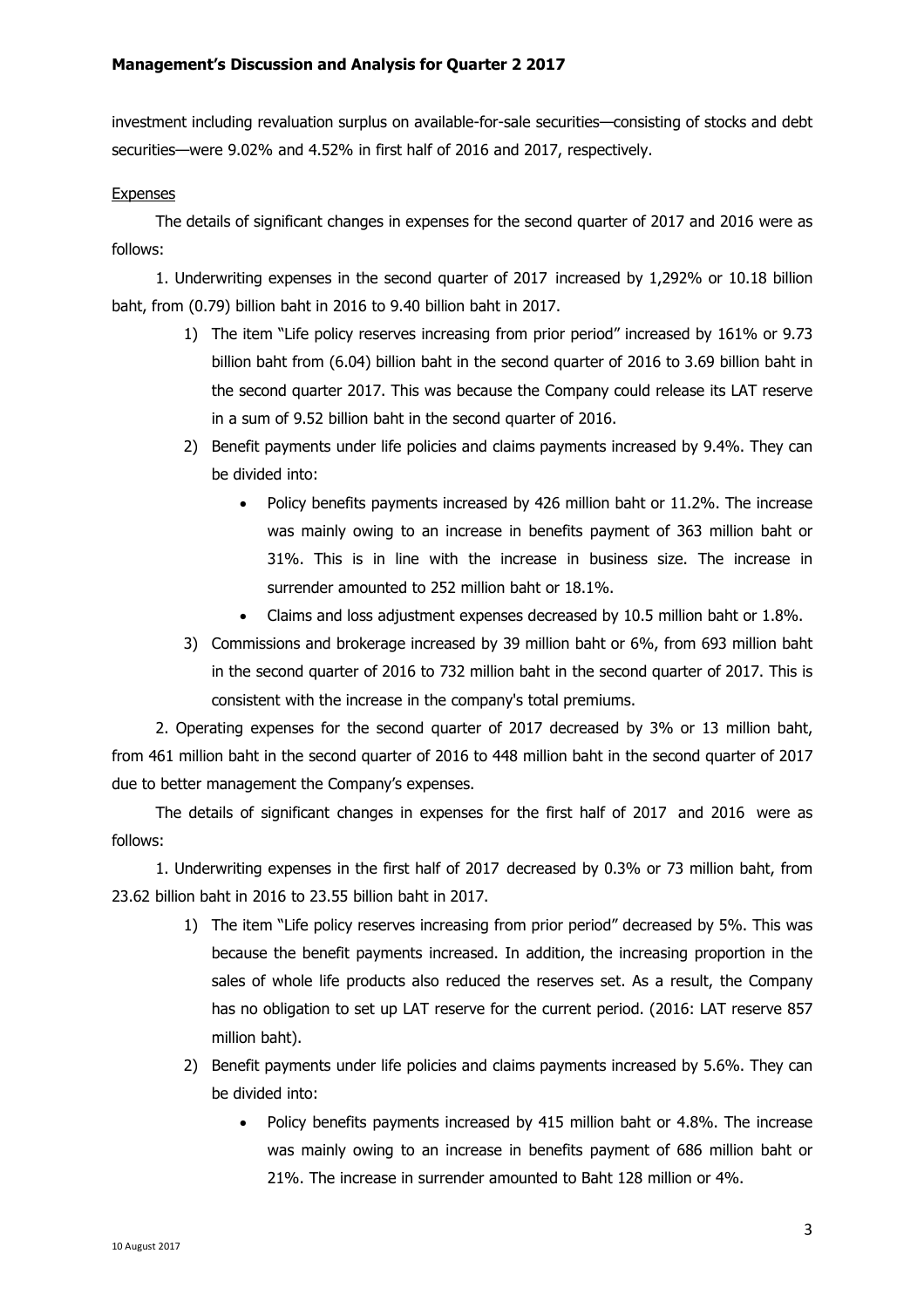investment including revaluation surplus on available-for-sale securities—consisting of stocks and debt securities—were 9.02% and 4.52% in first half of 2016 and 2017, respectively.

Expenses

The details of significant changes in expenses for the second quarter of 2017 and 2016 were as follows:

1. Underwriting expenses in the second quarter of 2017 increased by 1,292% or 10.18 billion baht, from (0.79) billion baht in 2016 to 9.40 billion baht in 2017.

1) The item "Life policy reserves increasing from prior period" increased by 161% or 9.73 billion baht from (6.04) billion baht in the second quarter of 2016 to 3.69 billion baht in the second quarter 2017. This was because the Company could release its LAT reserve in a sum of 9.52 billion baht in the second quarter of 2016.

2) Benefit payments under life policies and claims payments increased by 9.4%. They can be divided into:

- Policy benefits payments increased by 426 million baht or 11.2%. The increase was mainly owing to an increase in benefits payment of 363 million baht or 31%. This is in line with the increase in business size. The increase in surrender amounted to 252 million baht or 18.1%.
- Claims and loss adjustment expenses decreased by 10.5 million baht or 1.8%.

3) Commissions and brokerage increased by 39 million baht or 6%, from 693 million baht in the second quarter of 2016 to 732 million baht in the second quarter of 2017. This is consistent with the increase in the company's total premiums.

2. Operating expenses for the second quarter of 2017 decreased by 3% or 13 million baht, from 461 million baht in the second quarter of 2016 to 448 million baht in the second quarter of 2017 due to better management the Company's expenses.

The details of significant changes in expenses for the first half of 2017 and 2016 were as follows:

1. Underwriting expenses in the first half of 2017 decreased by 0.3% or 73 million baht, from 23.62 billion baht in 2016 to 23.55 billion baht in 2017.

1) The item "Life policy reserves increasing from prior period" decreased by 5%. This was because the benefit payments increased. In addition, the increasing proportion in the sales of whole life products also reduced the reserves set. As a result, the Company has no obligation to set up LAT reserve for the current period. (2016: LAT reserve 857 million baht).

2) Benefit payments under life policies and claims payments increased by 5.6%. They can be divided into:

- Policy benefits payments increased by 415 million baht or 4.8%. The increase was mainly owing to an increase in benefits payment of 686 million baht or 21%. The increase in surrender amounted to Baht 128 million or 4%.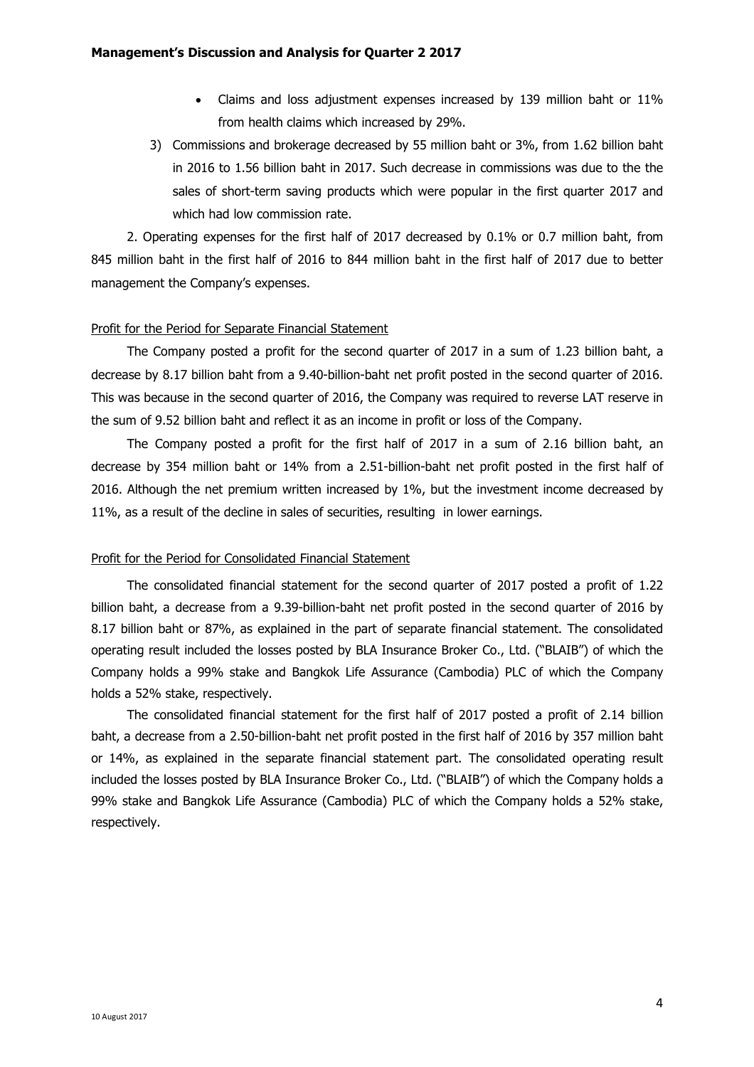- Claims and loss adjustment expenses increased by 139 million baht or 11% from health claims which increased by 29%.

3) Commissions and brokerage decreased by 55 million baht or 3%, from 1.62 billion baht in 2016 to 1.56 billion baht in 2017. Such decrease in commissions was due to the the sales of short-term saving products which were popular in the first quarter 2017 and which had low commission rate.

2. Operating expenses for the first half of 2017 decreased by 0.1% or 0.7 million baht, from 845 million baht in the first half of 2016 to 844 million baht in the first half of 2017 due to better management the Company's expenses.

Profit for the Period for Separate Financial Statement

The Company posted a profit for the second quarter of 2017 in a sum of 1.23 billion baht, a decrease by 8.17 billion baht from a 9.40-billion-baht net profit posted in the second quarter of 2016. This was because in the second quarter of 2016, the Company was required to reverse LAT reserve in the sum of 9.52 billion baht and reflect it as an income in profit or loss of the Company.

The Company posted a profit for the first half of 2017 in a sum of 2.16 billion baht, an decrease by 354 million baht or 14% from a 2.51-billion-baht net profit posted in the first half of 2016. Although the net premium written increased by 1%, but the investment income decreased by 11%, as a result of the decline in sales of securities, resulting in lower earnings.

Profit for the Period for Consolidated Financial Statement

The consolidated financial statement for the second quarter of 2017 posted a profit of 1.22 billion baht, a decrease from a 9.39-billion-baht net profit posted in the second quarter of 2016 by 8.17 billion baht or 87%, as explained in the part of separate financial statement. The consolidated operating result included the losses posted by BLA Insurance Broker Co., Ltd. ("BLAIB") of which the Company holds a 99% stake and Bangkok Life Assurance (Cambodia) PLC of which the Company holds a 52% stake, respectively.

The consolidated financial statement for the first half of 2017 posted a profit of 2.14 billion baht, a decrease from a 2.50-billion-baht net profit posted in the first half of 2016 by 357 million baht or 14%, as explained in the separate financial statement part. The consolidated operating result included the losses posted by BLA Insurance Broker Co., Ltd. ("BLAIB") of which the Company holds a 99% stake and Bangkok Life Assurance (Cambodia) PLC of which the Company holds a 52% stake, respectively.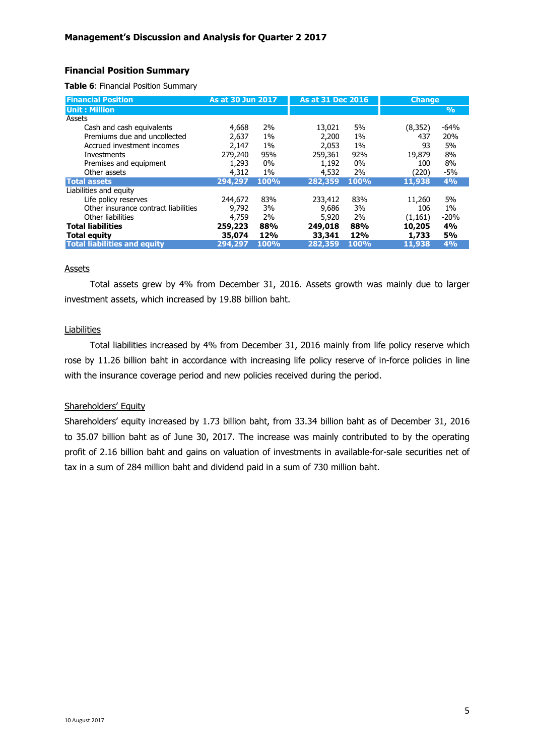## Financial Position Summary

**Table 6**: Financial Position Summary

| Financial Position | As at 30 Jun 2017 | | As at 31 Dec 2016 | | Change | |
|---|---|---|---|---|---|---|
| Unit : Million | | | | | | % |
| Assets | | | | | | |
| Cash and cash equivalents | 4,668 | 2% | 13,021 | 5% | (8,352) | -64% |
| Premiums due and uncollected | 2,637 | 1% | 2,200 | 1% | 437 | 20% |
| Accrued investment incomes | 2,147 | 1% | 2,053 | 1% | 93 | 5% |
| Investments | 279,240 | 95% | 259,361 | 92% | 19,879 | 8% |
| Premises and equipment | 1,293 | 0% | 1,192 | 0% | 100 | 8% |
| Other assets | 4,312 | 1% | 4,532 | 2% | (220) | -5% |
| **Total assets** | **294,297** | **100%** | **282,359** | **100%** | **11,938** | **4%** |
| Liabilities and equity | | | | | | |
| Life policy reserves | 244,672 | 83% | 233,412 | 83% | 11,260 | 5% |
| Other insurance contract liabilities | 9,792 | 3% | 9,686 | 3% | 106 | 1% |
| Other liabilities | 4,759 | 2% | 5,920 | 2% | (1,161) | -20% |
| **Total liabilities** | **259,223** | **88%** | **249,018** | **88%** | **10,205** | **4%** |
| **Total equity** | **35,074** | **12%** | **33,341** | **12%** | **1,733** | **5%** |
| **Total liabilities and equity** | **294,297** | **100%** | **282,359** | **100%** | **11,938** | **4%** |

### Assets

Total assets grew by 4% from December 31, 2016. Assets growth was mainly due to larger investment assets, which increased by 19.88 billion baht.

### Liabilities

Total liabilities increased by 4% from December 31, 2016 mainly from life policy reserve which rose by 11.26 billion baht in accordance with increasing life policy reserve of in-force policies in line with the insurance coverage period and new policies received during the period.

### Shareholders' Equity

Shareholders' equity increased by 1.73 billion baht, from 33.34 billion baht as of December 31, 2016 to 35.07 billion baht as of June 30, 2017. The increase was mainly contributed to by the operating profit of 2.16 billion baht and gains on valuation of investments in available-for-sale securities net of tax in a sum of 284 million baht and dividend paid in a sum of 730 million baht.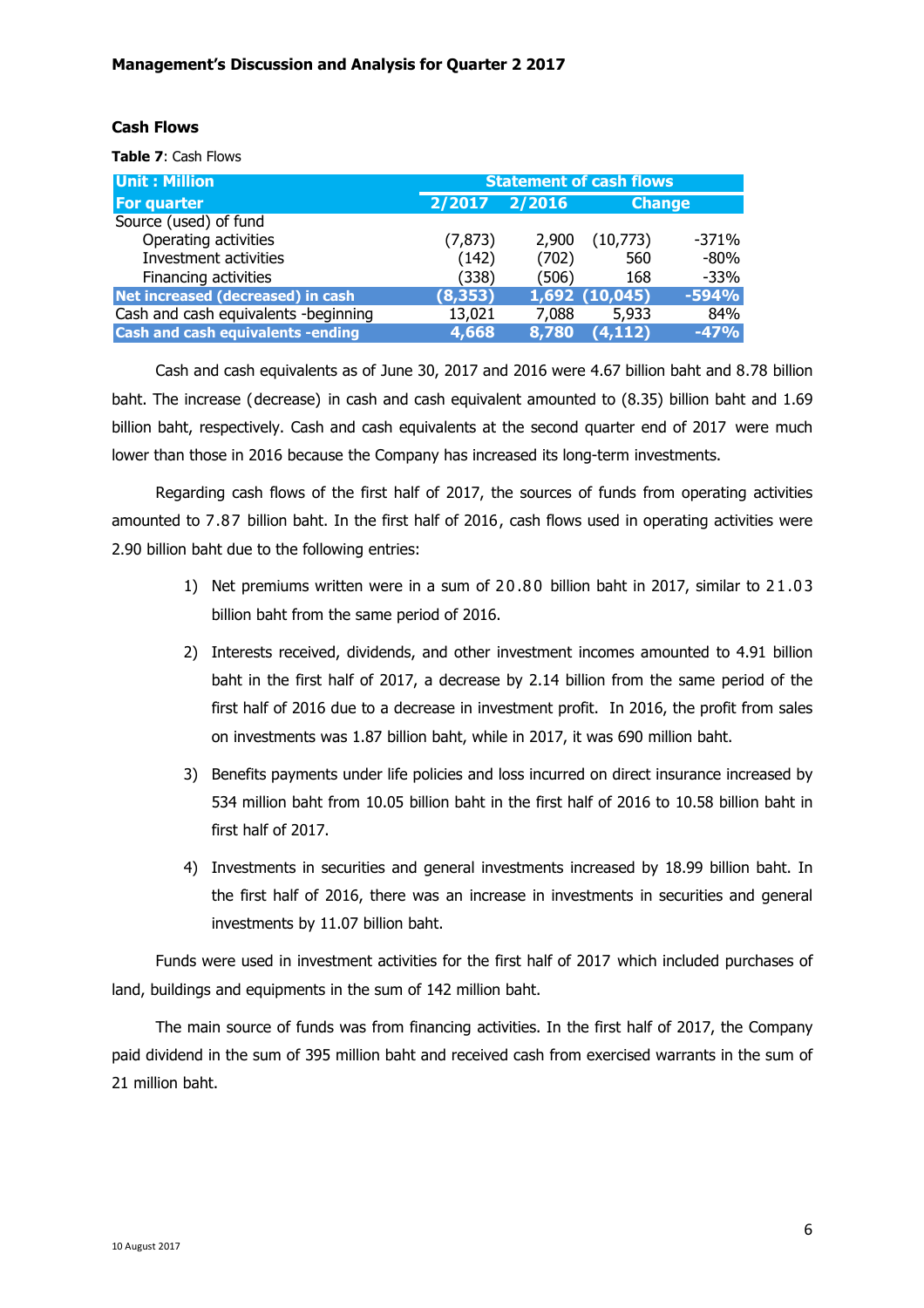**Management's Discussion and Analysis for Quarter 2 2017**

**Cash Flows**

**Table 7**: Cash Flows

| Unit : Million | Statement of cash flows | | | |
|---|---|---|---|---|
| For quarter | 2/2017 | 2/2016 | Change | |
| Source (used) of fund | | | | |
| Operating activities | (7,873) | 2,900 | (10,773) | -371% |
| Investment activities | (142) | (702) | 560 | -80% |
| Financing activities | (338) | (506) | 168 | -33% |
| **Net increased (decreased) in cash** | **(8,353)** | **1,692** | **(10,045)** | **-594%** |
| Cash and cash equivalents -beginning | 13,021 | 7,088 | 5,933 | 84% |
| **Cash and cash equivalents -ending** | **4,668** | **8,780** | **(4,112)** | **-47%** |

Cash and cash equivalents as of June 30, 2017 and 2016 were 4.67 billion baht and 8.78 billion baht. The increase (decrease) in cash and cash equivalent amounted to (8.35) billion baht and 1.69 billion baht, respectively. Cash and cash equivalents at the second quarter end of 2017 were much lower than those in 2016 because the Company has increased its long-term investments.

Regarding cash flows of the first half of 2017, the sources of funds from operating activities amounted to 7.87 billion baht. In the first half of 2016, cash flows used in operating activities were 2.90 billion baht due to the following entries:

1) Net premiums written were in a sum of 20.80 billion baht in 2017, similar to 21.03 billion baht from the same period of 2016.

2) Interests received, dividends, and other investment incomes amounted to 4.91 billion baht in the first half of 2017, a decrease by 2.14 billion from the same period of the first half of 2016 due to a decrease in investment profit. In 2016, the profit from sales on investments was 1.87 billion baht, while in 2017, it was 690 million baht.

3) Benefits payments under life policies and loss incurred on direct insurance increased by 534 million baht from 10.05 billion baht in the first half of 2016 to 10.58 billion baht in first half of 2017.

4) Investments in securities and general investments increased by 18.99 billion baht. In the first half of 2016, there was an increase in investments in securities and general investments by 11.07 billion baht.

Funds were used in investment activities for the first half of 2017 which included purchases of land, buildings and equipments in the sum of 142 million baht.

The main source of funds was from financing activities. In the first half of 2017, the Company paid dividend in the sum of 395 million baht and received cash from exercised warrants in the sum of 21 million baht.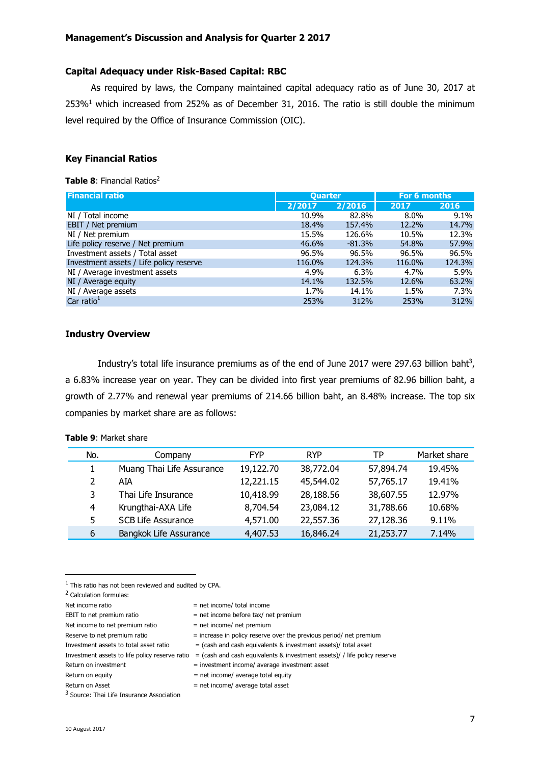**Management's Discussion and Analysis for Quarter 2 2017**

**Capital Adequacy under Risk-Based Capital: RBC**

As required by laws, the Company maintained capital adequacy ratio as of June 30, 2017 at 253%[1] which increased from 252% as of December 31, 2016. The ratio is still double the minimum level required by the Office of Insurance Commission (OIC).

**Key Financial Ratios**

**Table 8**: Financial Ratios[2]

| Financial ratio | Quarter | | For 6 months | |
|---|---|---|---|---|
| | 2/2017 | 2/2016 | 2017 | 2016 |
| NI / Total income | 10.9% | 82.8% | 8.0% | 9.1% |
| EBIT / Net premium | 18.4% | 157.4% | 12.2% | 14.7% |
| NI / Net premium | 15.5% | 126.6% | 10.5% | 12.3% |
| Life policy reserve / Net premium | 46.6% | -81.3% | 54.8% | 57.9% |
| Investment assets / Total asset | 96.5% | 96.5% | 96.5% | 96.5% |
| Investment assets / Life policy reserve | 116.0% | 124.3% | 116.0% | 124.3% |
| NI / Average investment assets | 4.9% | 6.3% | 4.7% | 5.9% |
| NI / Average equity | 14.1% | 132.5% | 12.6% | 63.2% |
| NI / Average assets | 1.7% | 14.1% | 1.5% | 7.3% |
| Car ratio[1] | 253% | 312% | 253% | 312% |

**Industry Overview**

Industry's total life insurance premiums as of the end of June 2017 were 297.63 billion baht[3], a 6.83% increase year on year. They can be divided into first year premiums of 82.96 billion baht, a growth of 2.77% and renewal year premiums of 214.66 billion baht, an 8.48% increase. The top six companies by market share are as follows:

**Table 9**: Market share

| No. | Company | FYP | RYP | TP | Market share |
|---|---|---|---|---|---|
| 1 | Muang Thai Life Assurance | 19,122.70 | 38,772.04 | 57,894.74 | 19.45% |
| 2 | AIA | 12,221.15 | 45,544.02 | 57,765.17 | 19.41% |
| 3 | Thai Life Insurance | 10,418.99 | 28,188.56 | 38,607.55 | 12.97% |
| 4 | Krungthai-AXA Life | 8,704.54 | 23,084.12 | 31,788.66 | 10.68% |
| 5 | SCB Life Assurance | 4,571.00 | 22,557.36 | 27,128.36 | 9.11% |
| 6 | Bangkok Life Assurance | 4,407.53 | 16,846.24 | 21,253.77 | 7.14% |

---

[1] This ratio has not been reviewed and audited by CPA.

[2] Calculation formulas:

| | |
|---|---|
| Net income ratio | = net income/ total income |
| EBIT to net premium ratio | = net income before tax/ net premium |
| Net income to net premium ratio | = net income/ net premium |
| Reserve to net premium ratio | = increase in policy reserve over the previous period/ net premium |
| Investment assets to total asset ratio | = (cash and cash equivalents & investment assets)/ total asset |
| Investment assets to life policy reserve ratio | = (cash and cash equivalents & investment assets)/ / life policy reserve |
| Return on investment | = investment income/ average investment asset |
| Return on equity | = net income/ average total equity |
| Return on Asset | = net income/ average total asset |

[3] Source: Thai Life Insurance Association

10 August 2017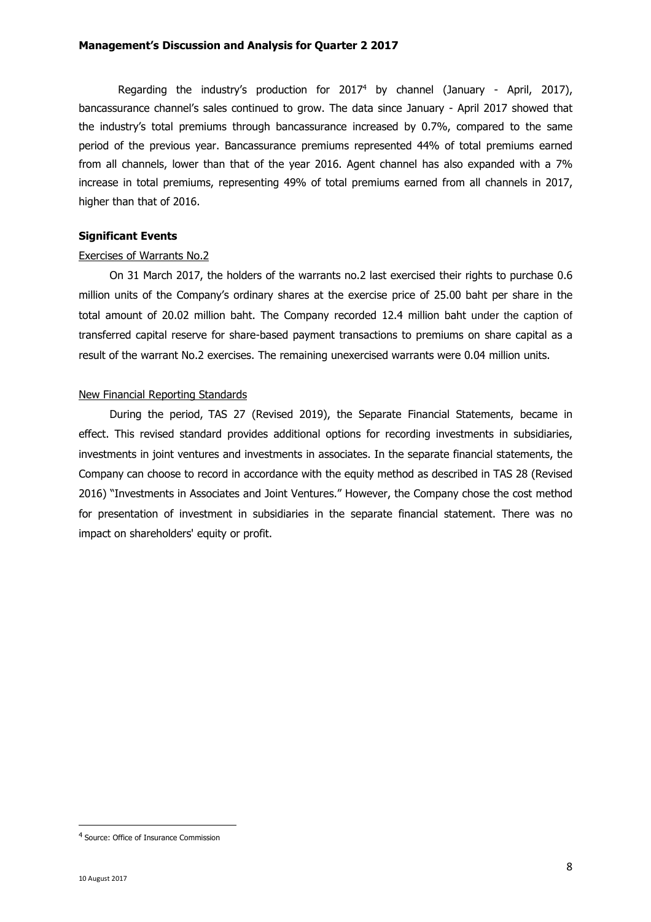Regarding the industry's production for 2017[4] by channel (January - April, 2017), bancassurance channel's sales continued to grow. The data since January - April 2017 showed that the industry's total premiums through bancassurance increased by 0.7%, compared to the same period of the previous year. Bancassurance premiums represented 44% of total premiums earned from all channels, lower than that of the year 2016. Agent channel has also expanded with a 7% increase in total premiums, representing 49% of total premiums earned from all channels in 2017, higher than that of 2016.

**Significant Events**

Exercises of Warrants No.2

On 31 March 2017, the holders of the warrants no.2 last exercised their rights to purchase 0.6 million units of the Company's ordinary shares at the exercise price of 25.00 baht per share in the total amount of 20.02 million baht. The Company recorded 12.4 million baht under the caption of transferred capital reserve for share-based payment transactions to premiums on share capital as a result of the warrant No.2 exercises. The remaining unexercised warrants were 0.04 million units.

New Financial Reporting Standards

During the period, TAS 27 (Revised 2019), the Separate Financial Statements, became in effect. This revised standard provides additional options for recording investments in subsidiaries, investments in joint ventures and investments in associates. In the separate financial statements, the Company can choose to record in accordance with the equity method as described in TAS 28 (Revised 2016) "Investments in Associates and Joint Ventures." However, the Company chose the cost method for presentation of investment in subsidiaries in the separate financial statement. There was no impact on shareholders' equity or profit.

[4] Source: Office of Insurance Commission